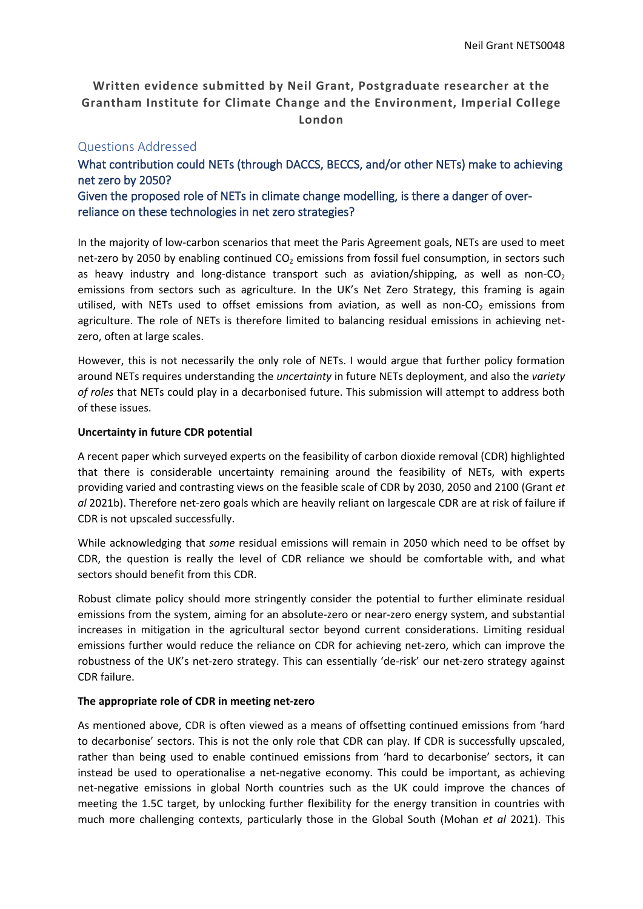**Written evidence submitted by Neil Grant, Postgraduate researcher at the Grantham Institute for Climate Change and the Environment, Imperial College London**

## Questions Addressed

### What contribution could NETs (through DACCS, BECCS, and/or other NETs) make to achieving net zero by 2050?

### Given the proposed role of NETs in climate change modelling, is there a danger of over-reliance on these technologies in net zero strategies?

In the majority of low-carbon scenarios that meet the Paris Agreement goals, NETs are used to meet net-zero by 2050 by enabling continued $CO_2$ emissions from fossil fuel consumption, in sectors such as heavy industry and long-distance transport such as aviation/shipping, as well as non-$CO_2$ emissions from sectors such as agriculture. In the UK's Net Zero Strategy, this framing is again utilised, with NETs used to offset emissions from aviation, as well as non-$CO_2$ emissions from agriculture. The role of NETs is therefore limited to balancing residual emissions in achieving net-zero, often at large scales.

However, this is not necessarily the only role of NETs. I would argue that further policy formation around NETs requires understanding the *uncertainty* in future NETs deployment, and also the *variety of roles* that NETs could play in a decarbonised future. This submission will attempt to address both of these issues.

**Uncertainty in future CDR potential**

A recent paper which surveyed experts on the feasibility of carbon dioxide removal (CDR) highlighted that there is considerable uncertainty remaining around the feasibility of NETs, with experts providing varied and contrasting views on the feasible scale of CDR by 2030, 2050 and 2100 (Grant *et al* 2021b). Therefore net-zero goals which are heavily reliant on largescale CDR are at risk of failure if CDR is not upscaled successfully.

While acknowledging that *some* residual emissions will remain in 2050 which need to be offset by CDR, the question is really the level of CDR reliance we should be comfortable with, and what sectors should benefit from this CDR.

Robust climate policy should more stringently consider the potential to further eliminate residual emissions from the system, aiming for an absolute-zero or near-zero energy system, and substantial increases in mitigation in the agricultural sector beyond current considerations. Limiting residual emissions further would reduce the reliance on CDR for achieving net-zero, which can improve the robustness of the UK's net-zero strategy. This can essentially 'de-risk' our net-zero strategy against CDR failure.

**The appropriate role of CDR in meeting net-zero**

As mentioned above, CDR is often viewed as a means of offsetting continued emissions from 'hard to decarbonise' sectors. This is not the only role that CDR can play. If CDR is successfully upscaled, rather than being used to enable continued emissions from 'hard to decarbonise' sectors, it can instead be used to operationalise a net-negative economy. This could be important, as achieving net-negative emissions in global North countries such as the UK could improve the chances of meeting the 1.5C target, by unlocking further flexibility for the energy transition in countries with much more challenging contexts, particularly those in the Global South (Mohan *et al* 2021). This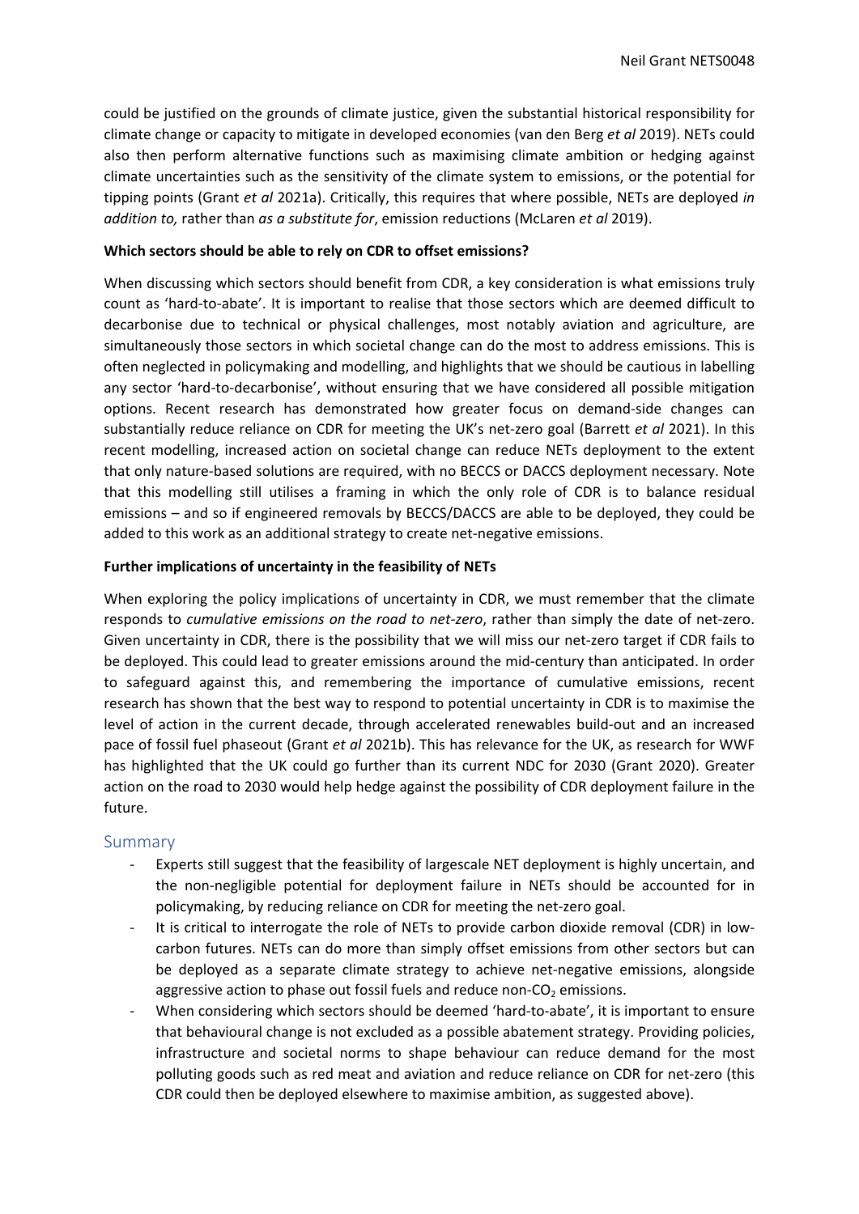could be justified on the grounds of climate justice, given the substantial historical responsibility for climate change or capacity to mitigate in developed economies (van den Berg *et al* 2019). NETs could also then perform alternative functions such as maximising climate ambition or hedging against climate uncertainties such as the sensitivity of the climate system to emissions, or the potential for tipping points (Grant *et al* 2021a). Critically, this requires that where possible, NETs are deployed *in addition to,* rather than *as a substitute for*, emission reductions (McLaren *et al* 2019).

**Which sectors should be able to rely on CDR to offset emissions?**

When discussing which sectors should benefit from CDR, a key consideration is what emissions truly count as 'hard-to-abate'. It is important to realise that those sectors which are deemed difficult to decarbonise due to technical or physical challenges, most notably aviation and agriculture, are simultaneously those sectors in which societal change can do the most to address emissions. This is often neglected in policymaking and modelling, and highlights that we should be cautious in labelling any sector 'hard-to-decarbonise', without ensuring that we have considered all possible mitigation options. Recent research has demonstrated how greater focus on demand-side changes can substantially reduce reliance on CDR for meeting the UK's net-zero goal (Barrett *et al* 2021). In this recent modelling, increased action on societal change can reduce NETs deployment to the extent that only nature-based solutions are required, with no BECCS or DACCS deployment necessary. Note that this modelling still utilises a framing in which the only role of CDR is to balance residual emissions – and so if engineered removals by BECCS/DACCS are able to be deployed, they could be added to this work as an additional strategy to create net-negative emissions.

**Further implications of uncertainty in the feasibility of NETs**

When exploring the policy implications of uncertainty in CDR, we must remember that the climate responds to *cumulative emissions on the road to net-zero*, rather than simply the date of net-zero. Given uncertainty in CDR, there is the possibility that we will miss our net-zero target if CDR fails to be deployed. This could lead to greater emissions around the mid-century than anticipated. In order to safeguard against this, and remembering the importance of cumulative emissions, recent research has shown that the best way to respond to potential uncertainty in CDR is to maximise the level of action in the current decade, through accelerated renewables build-out and an increased pace of fossil fuel phaseout (Grant *et al* 2021b). This has relevance for the UK, as research for WWF has highlighted that the UK could go further than its current NDC for 2030 (Grant 2020). Greater action on the road to 2030 would help hedge against the possibility of CDR deployment failure in the future.

## Summary

- Experts still suggest that the feasibility of largescale NET deployment is highly uncertain, and the non-negligible potential for deployment failure in NETs should be accounted for in policymaking, by reducing reliance on CDR for meeting the net-zero goal.
- It is critical to interrogate the role of NETs to provide carbon dioxide removal (CDR) in low-carbon futures. NETs can do more than simply offset emissions from other sectors but can be deployed as a separate climate strategy to achieve net-negative emissions, alongside aggressive action to phase out fossil fuels and reduce non-$CO_2$ emissions.
- When considering which sectors should be deemed 'hard-to-abate', it is important to ensure that behavioural change is not excluded as a possible abatement strategy. Providing policies, infrastructure and societal norms to shape behaviour can reduce demand for the most polluting goods such as red meat and aviation and reduce reliance on CDR for net-zero (this CDR could then be deployed elsewhere to maximise ambition, as suggested above).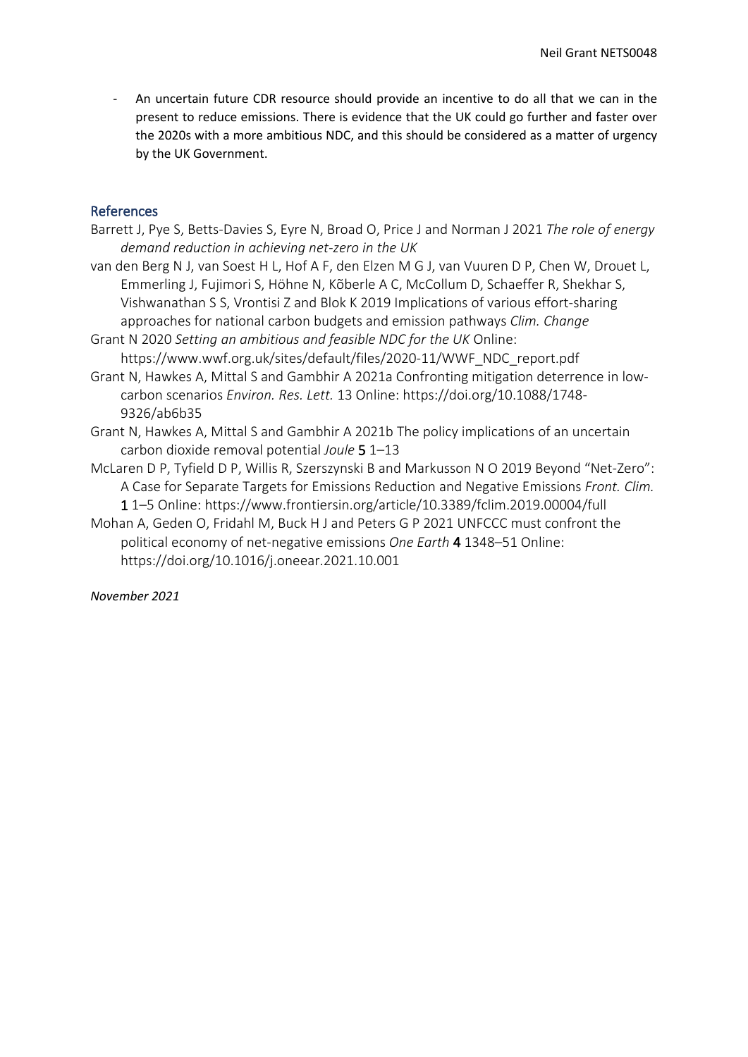- An uncertain future CDR resource should provide an incentive to do all that we can in the present to reduce emissions. There is evidence that the UK could go further and faster over the 2020s with a more ambitious NDC, and this should be considered as a matter of urgency by the UK Government.

## References

Barrett J, Pye S, Betts-Davies S, Eyre N, Broad O, Price J and Norman J 2021 *The role of energy demand reduction in achieving net-zero in the UK*

van den Berg N J, van Soest H L, Hof A F, den Elzen M G J, van Vuuren D P, Chen W, Drouet L, Emmerling J, Fujimori S, Höhne N, Kõberle A C, McCollum D, Schaeffer R, Shekhar S, Vishwanathan S S, Vrontisi Z and Blok K 2019 Implications of various effort-sharing approaches for national carbon budgets and emission pathways *Clim. Change*

Grant N 2020 *Setting an ambitious and feasible NDC for the UK* Online: https://www.wwf.org.uk/sites/default/files/2020-11/WWF_NDC_report.pdf

Grant N, Hawkes A, Mittal S and Gambhir A 2021a Confronting mitigation deterrence in low-carbon scenarios *Environ. Res. Lett.* 13 Online: https://doi.org/10.1088/1748-9326/ab6b35

Grant N, Hawkes A, Mittal S and Gambhir A 2021b The policy implications of an uncertain carbon dioxide removal potential *Joule* **5** 1–13

McLaren D P, Tyfield D P, Willis R, Szerszynski B and Markusson N O 2019 Beyond "Net-Zero": A Case for Separate Targets for Emissions Reduction and Negative Emissions *Front. Clim.* **1** 1–5 Online: https://www.frontiersin.org/article/10.3389/fclim.2019.00004/full

Mohan A, Geden O, Fridahl M, Buck H J and Peters G P 2021 UNFCCC must confront the political economy of net-negative emissions *One Earth* **4** 1348–51 Online: https://doi.org/10.1016/j.oneear.2021.10.001

*November 2021*